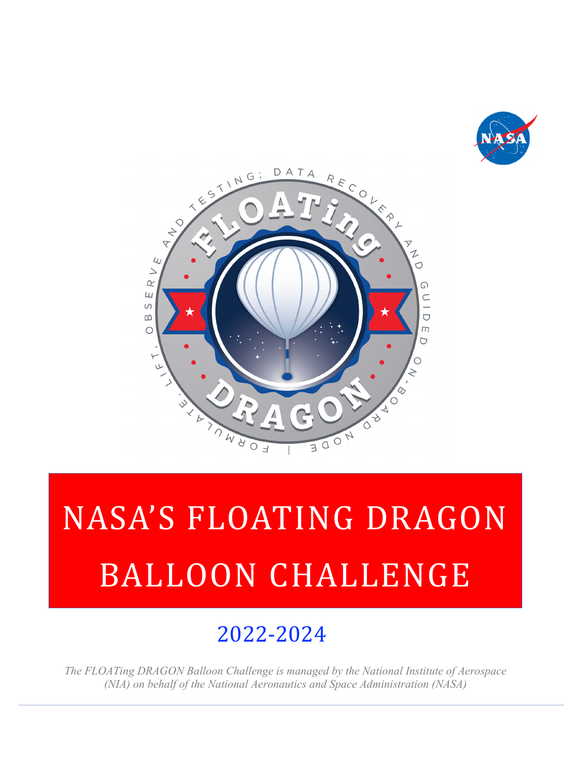# NASA'S FLOATING DRAGON BALLOON CHALLENGE

## 2022-2024

*The FLOATing DRAGON Balloon Challenge is managed by the National Institute of Aerospace (NIA) on behalf of the National Aeronautics and Space Administration (NASA)*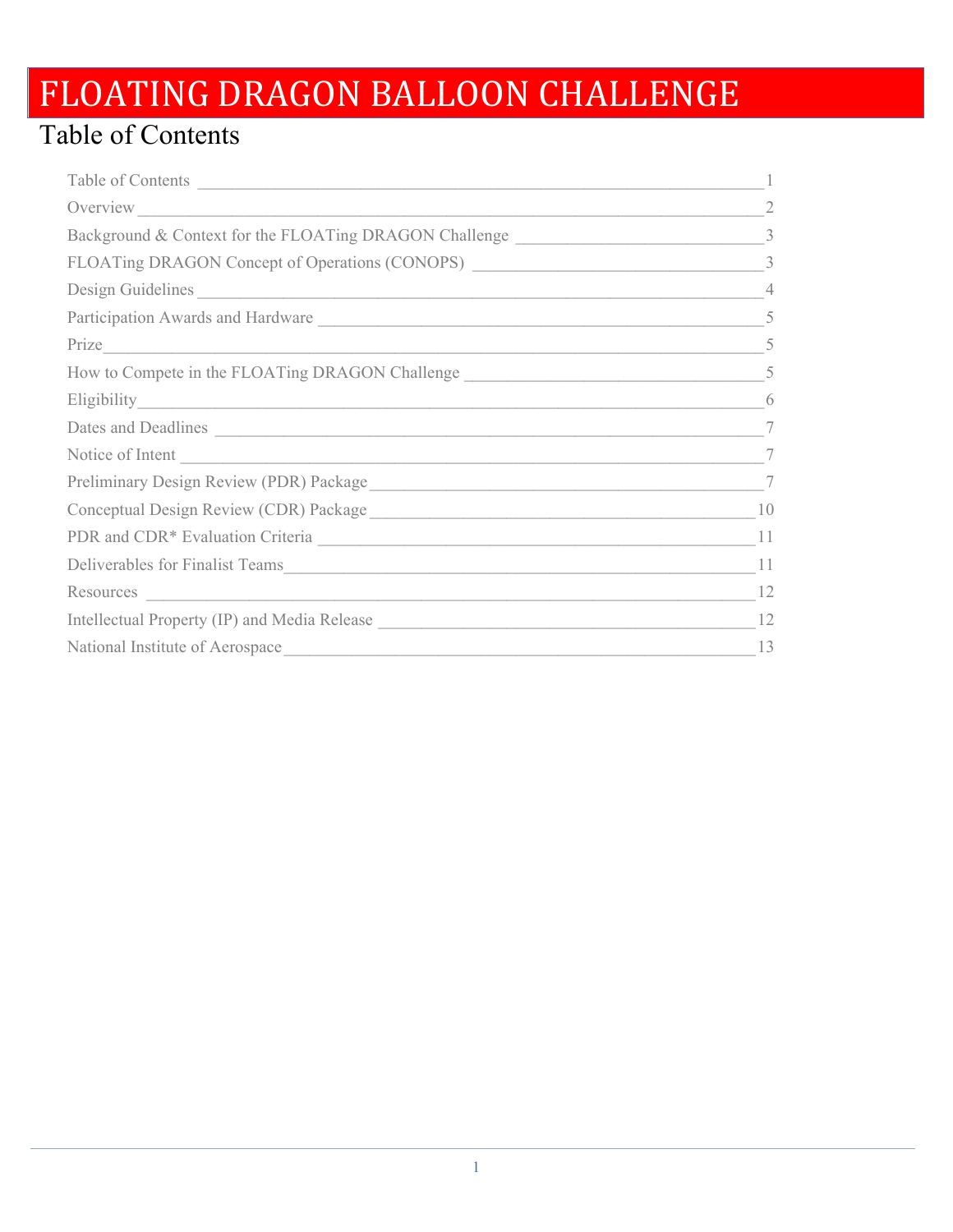# FLOATING DRAGON BALLOON CHALLENGE

## Table of Contents

| | |
|---|---|
| Table of Contents | 1 |
| Overview | 2 |
| Background & Context for the FLOATing DRAGON Challenge | 3 |
| FLOATing DRAGON Concept of Operations (CONOPS) | 3 |
| Design Guidelines | 4 |
| Participation Awards and Hardware | 5 |
| Prize | 5 |
| How to Compete in the FLOATing DRAGON Challenge | 5 |
| Eligibility | 6 |
| Dates and Deadlines | 7 |
| Notice of Intent | 7 |
| Preliminary Design Review (PDR) Package | 7 |
| Conceptual Design Review (CDR) Package | 10 |
| PDR and CDR* Evaluation Criteria | 11 |
| Deliverables for Finalist Teams | 11 |
| Resources | 12 |
| Intellectual Property (IP) and Media Release | 12 |
| National Institute of Aerospace | 13 |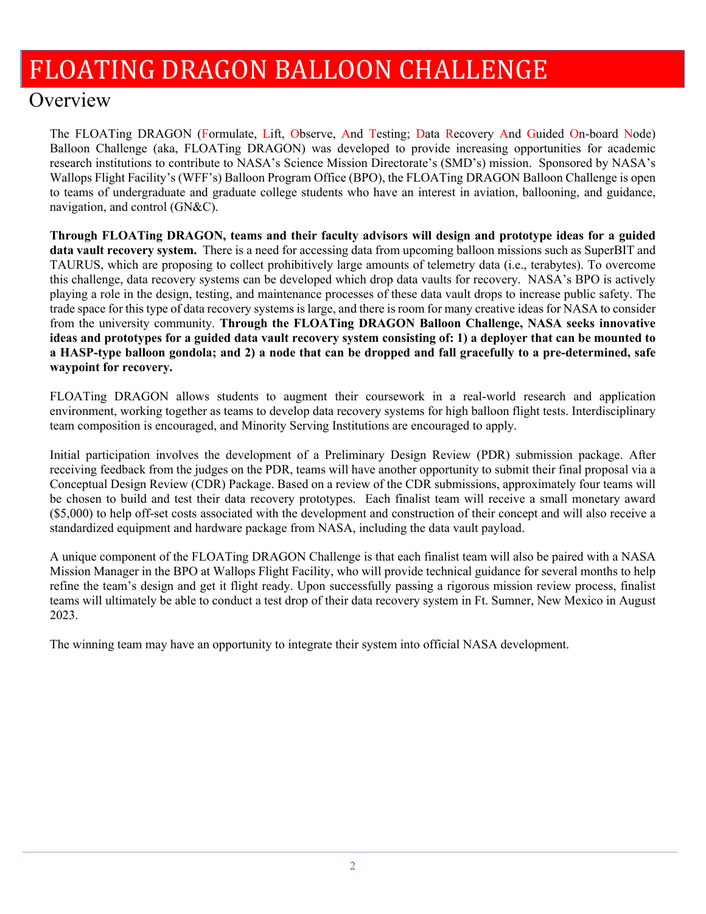# FLOATING DRAGON BALLOON CHALLENGE

## Overview

The FLOATing DRAGON (Formulate, Lift, Observe, And Testing; Data Recovery And Guided On-board Node) Balloon Challenge (aka, FLOATing DRAGON) was developed to provide increasing opportunities for academic research institutions to contribute to NASA's Science Mission Directorate's (SMD's) mission. Sponsored by NASA's Wallops Flight Facility's (WFF's) Balloon Program Office (BPO), the FLOATing DRAGON Balloon Challenge is open to teams of undergraduate and graduate college students who have an interest in aviation, ballooning, and guidance, navigation, and control (GN&C).

**Through FLOATing DRAGON, teams and their faculty advisors will design and prototype ideas for a guided data vault recovery system.** There is a need for accessing data from upcoming balloon missions such as SuperBIT and TAURUS, which are proposing to collect prohibitively large amounts of telemetry data (i.e., terabytes). To overcome this challenge, data recovery systems can be developed which drop data vaults for recovery. NASA's BPO is actively playing a role in the design, testing, and maintenance processes of these data vault drops to increase public safety. The trade space for this type of data recovery systems is large, and there is room for many creative ideas for NASA to consider from the university community. **Through the FLOATing DRAGON Balloon Challenge, NASA seeks innovative ideas and prototypes for a guided data vault recovery system consisting of: 1) a deployer that can be mounted to a HASP-type balloon gondola; and 2) a node that can be dropped and fall gracefully to a pre-determined, safe waypoint for recovery.**

FLOATing DRAGON allows students to augment their coursework in a real-world research and application environment, working together as teams to develop data recovery systems for high balloon flight tests. Interdisciplinary team composition is encouraged, and Minority Serving Institutions are encouraged to apply.

Initial participation involves the development of a Preliminary Design Review (PDR) submission package. After receiving feedback from the judges on the PDR, teams will have another opportunity to submit their final proposal via a Conceptual Design Review (CDR) Package. Based on a review of the CDR submissions, approximately four teams will be chosen to build and test their data recovery prototypes. Each finalist team will receive a small monetary award ($5,000) to help off-set costs associated with the development and construction of their concept and will also receive a standardized equipment and hardware package from NASA, including the data vault payload.

A unique component of the FLOATing DRAGON Challenge is that each finalist team will also be paired with a NASA Mission Manager in the BPO at Wallops Flight Facility, who will provide technical guidance for several months to help refine the team's design and get it flight ready. Upon successfully passing a rigorous mission review process, finalist teams will ultimately be able to conduct a test drop of their data recovery system in Ft. Sumner, New Mexico in August 2023.

The winning team may have an opportunity to integrate their system into official NASA development.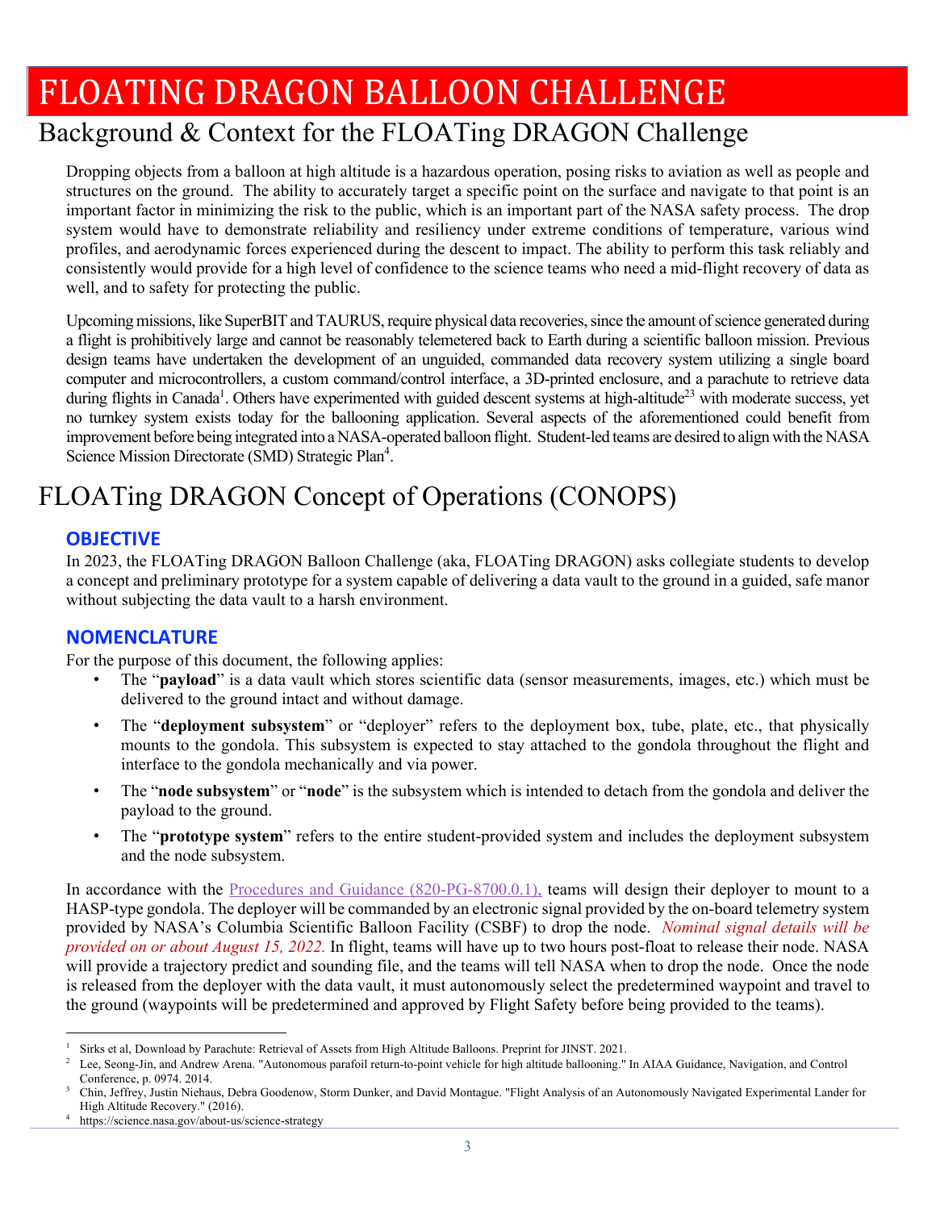# FLOATING DRAGON BALLOON CHALLENGE

## Background & Context for the FLOATing DRAGON Challenge

Dropping objects from a balloon at high altitude is a hazardous operation, posing risks to aviation as well as people and structures on the ground. The ability to accurately target a specific point on the surface and navigate to that point is an important factor in minimizing the risk to the public, which is an important part of the NASA safety process. The drop system would have to demonstrate reliability and resiliency under extreme conditions of temperature, various wind profiles, and aerodynamic forces experienced during the descent to impact. The ability to perform this task reliably and consistently would provide for a high level of confidence to the science teams who need a mid-flight recovery of data as well, and to safety for protecting the public.

Upcoming missions, like SuperBIT and TAURUS, require physical data recoveries, since the amount of science generated during a flight is prohibitively large and cannot be reasonably telemetered back to Earth during a scientific balloon mission. Previous design teams have undertaken the development of an unguided, commanded data recovery system utilizing a single board computer and microcontrollers, a custom command/control interface, a 3D-printed enclosure, and a parachute to retrieve data during flights in Canada[1]. Others have experimented with guided descent systems at high-altitude[2,3] with moderate success, yet no turnkey system exists today for the ballooning application. Several aspects of the aforementioned could benefit from improvement before being integrated into a NASA-operated balloon flight. Student-led teams are desired to align with the NASA Science Mission Directorate (SMD) Strategic Plan[4].

## FLOATing DRAGON Concept of Operations (CONOPS)

### OBJECTIVE

In 2023, the FLOATing DRAGON Balloon Challenge (aka, FLOATing DRAGON) asks collegiate students to develop a concept and preliminary prototype for a system capable of delivering a data vault to the ground in a guided, safe manor without subjecting the data vault to a harsh environment.

### NOMENCLATURE

For the purpose of this document, the following applies:

- The "**payload**" is a data vault which stores scientific data (sensor measurements, images, etc.) which must be delivered to the ground intact and without damage.
- The "**deployment subsystem**" or "deployer" refers to the deployment box, tube, plate, etc., that physically mounts to the gondola. This subsystem is expected to stay attached to the gondola throughout the flight and interface to the gondola mechanically and via power.
- The "**node subsystem**" or "**node**" is the subsystem which is intended to detach from the gondola and deliver the payload to the ground.
- The "**prototype system**" refers to the entire student-provided system and includes the deployment subsystem and the node subsystem.

In accordance with the Procedures and Guidance (820-PG-8700.0.1), teams will design their deployer to mount to a HASP-type gondola. The deployer will be commanded by an electronic signal provided by the on-board telemetry system provided by NASA's Columbia Scientific Balloon Facility (CSBF) to drop the node. *Nominal signal details will be provided on or about August 15, 2022.* In flight, teams will have up to two hours post-float to release their node. NASA will provide a trajectory predict and sounding file, and the teams will tell NASA when to drop the node. Once the node is released from the deployer with the data vault, it must autonomously select the predetermined waypoint and travel to the ground (waypoints will be predetermined and approved by Flight Safety before being provided to the teams).

---

[1] Sirks et al, Download by Parachute: Retrieval of Assets from High Altitude Balloons. Preprint for JINST. 2021.

[2] Lee, Seong-Jin, and Andrew Arena. "Autonomous parafoil return-to-point vehicle for high altitude ballooning." In AIAA Guidance, Navigation, and Control Conference, p. 0974. 2014.

[3] Chin, Jeffrey, Justin Niehaus, Debra Goodenow, Storm Dunker, and David Montague. "Flight Analysis of an Autonomously Navigated Experimental Lander for High Altitude Recovery." (2016).

[4] https://science.nasa.gov/about-us/science-strategy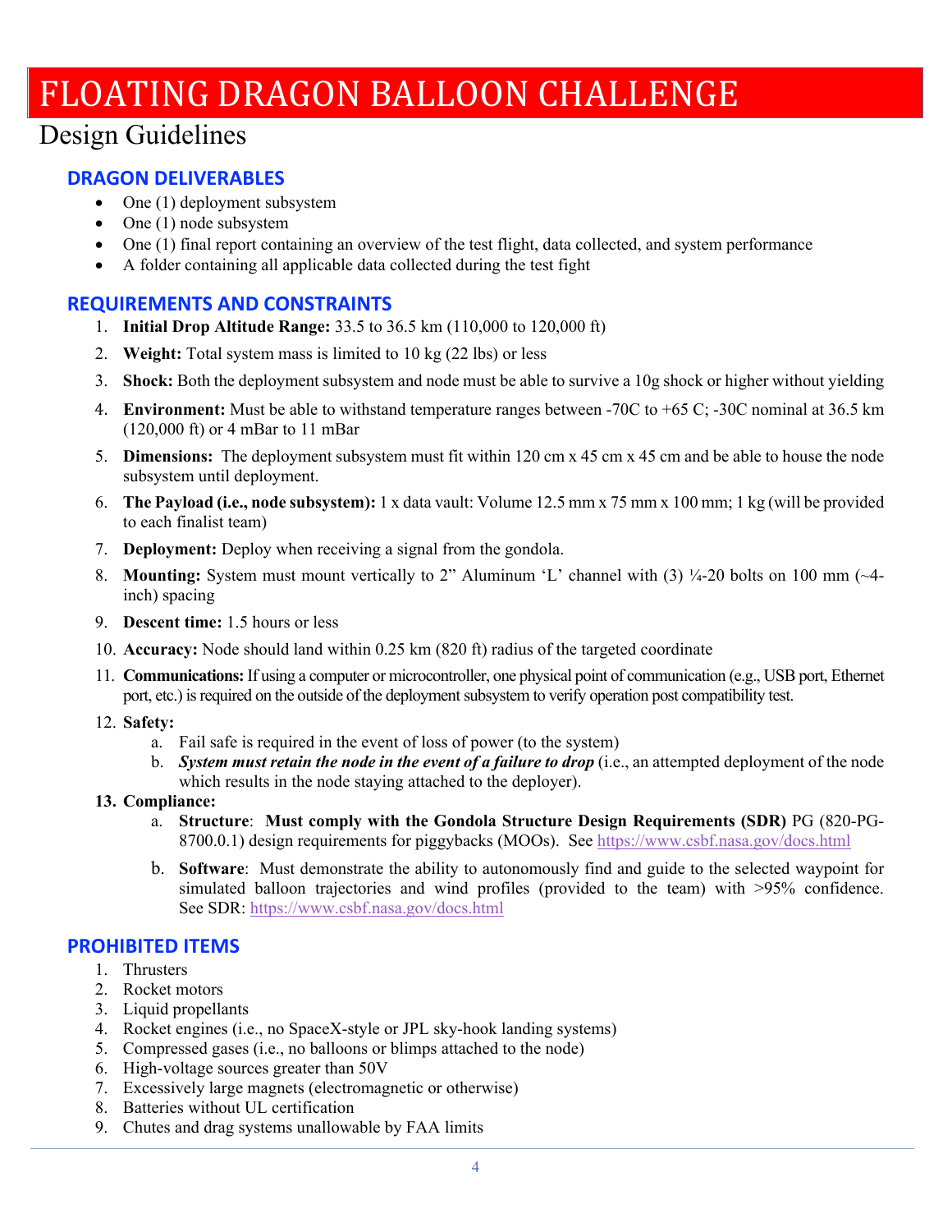# FLOATING DRAGON BALLOON CHALLENGE

## Design Guidelines

### DRAGON DELIVERABLES

- One (1) deployment subsystem
- One (1) node subsystem
- One (1) final report containing an overview of the test flight, data collected, and system performance
- A folder containing all applicable data collected during the test fight

### REQUIREMENTS AND CONSTRAINTS

1. **Initial Drop Altitude Range:** 33.5 to 36.5 km (110,000 to 120,000 ft)
2. **Weight:** Total system mass is limited to 10 kg (22 lbs) or less
3. **Shock:** Both the deployment subsystem and node must be able to survive a 10g shock or higher without yielding
4. **Environment:** Must be able to withstand temperature ranges between -70C to +65 C; -30C nominal at 36.5 km (120,000 ft) or 4 mBar to 11 mBar
5. **Dimensions:** The deployment subsystem must fit within 120 cm x 45 cm x 45 cm and be able to house the node subsystem until deployment.
6. **The Payload (i.e., node subsystem):** 1 x data vault: Volume 12.5 mm x 75 mm x 100 mm; 1 kg (will be provided to each finalist team)
7. **Deployment:** Deploy when receiving a signal from the gondola.
8. **Mounting:** System must mount vertically to 2" Aluminum 'L' channel with (3) ¼-20 bolts on 100 mm (~4-inch) spacing
9. **Descent time:** 1.5 hours or less
10. **Accuracy:** Node should land within 0.25 km (820 ft) radius of the targeted coordinate
11. **Communications:** If using a computer or microcontroller, one physical point of communication (e.g., USB port, Ethernet port, etc.) is required on the outside of the deployment subsystem to verify operation post compatibility test.
12. **Safety:**
    a. Fail safe is required in the event of loss of power (to the system)
    b. ***System must retain the node in the event of a failure to drop*** (i.e., an attempted deployment of the node which results in the node staying attached to the deployer).
13. **Compliance:**
    a. **Structure**: **Must comply with the Gondola Structure Design Requirements (SDR)** PG (820-PG-8700.0.1) design requirements for piggybacks (MOOs). See https://www.csbf.nasa.gov/docs.html
    b. **Software**: Must demonstrate the ability to autonomously find and guide to the selected waypoint for simulated balloon trajectories and wind profiles (provided to the team) with >95% confidence. See SDR: https://www.csbf.nasa.gov/docs.html

### PROHIBITED ITEMS

1. Thrusters
2. Rocket motors
3. Liquid propellants
4. Rocket engines (i.e., no SpaceX-style or JPL sky-hook landing systems)
5. Compressed gases (i.e., no balloons or blimps attached to the node)
6. High-voltage sources greater than 50V
7. Excessively large magnets (electromagnetic or otherwise)
8. Batteries without UL certification
9. Chutes and drag systems unallowable by FAA limits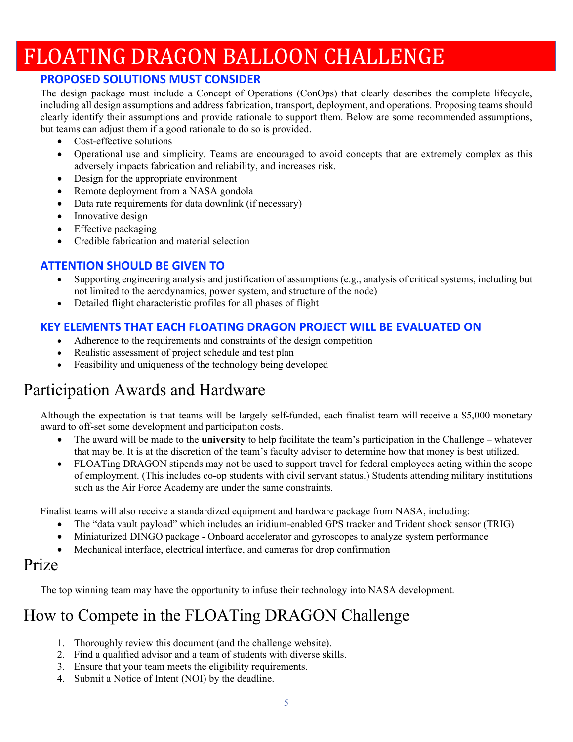# FLOATING DRAGON BALLOON CHALLENGE

### PROPOSED SOLUTIONS MUST CONSIDER

The design package must include a Concept of Operations (ConOps) that clearly describes the complete lifecycle, including all design assumptions and address fabrication, transport, deployment, and operations. Proposing teams should clearly identify their assumptions and provide rationale to support them. Below are some recommended assumptions, but teams can adjust them if a good rationale to do so is provided.

- Cost-effective solutions
- Operational use and simplicity. Teams are encouraged to avoid concepts that are extremely complex as this adversely impacts fabrication and reliability, and increases risk.
- Design for the appropriate environment
- Remote deployment from a NASA gondola
- Data rate requirements for data downlink (if necessary)
- Innovative design
- Effective packaging
- Credible fabrication and material selection

### ATTENTION SHOULD BE GIVEN TO

- Supporting engineering analysis and justification of assumptions (e.g., analysis of critical systems, including but not limited to the aerodynamics, power system, and structure of the node)
- Detailed flight characteristic profiles for all phases of flight

### KEY ELEMENTS THAT EACH FLOATING DRAGON PROJECT WILL BE EVALUATED ON

- Adherence to the requirements and constraints of the design competition
- Realistic assessment of project schedule and test plan
- Feasibility and uniqueness of the technology being developed

## Participation Awards and Hardware

Although the expectation is that teams will be largely self-funded, each finalist team will receive a $5,000 monetary award to off-set some development and participation costs.

- The award will be made to the **university** to help facilitate the team's participation in the Challenge – whatever that may be. It is at the discretion of the team's faculty advisor to determine how that money is best utilized.
- FLOATing DRAGON stipends may not be used to support travel for federal employees acting within the scope of employment. (This includes co-op students with civil servant status.) Students attending military institutions such as the Air Force Academy are under the same constraints.

Finalist teams will also receive a standardized equipment and hardware package from NASA, including:

- The "data vault payload" which includes an iridium-enabled GPS tracker and Trident shock sensor (TRIG)
- Miniaturized DINGO package - Onboard accelerator and gyroscopes to analyze system performance
- Mechanical interface, electrical interface, and cameras for drop confirmation

## Prize

The top winning team may have the opportunity to infuse their technology into NASA development.

## How to Compete in the FLOATing DRAGON Challenge

1. Thoroughly review this document (and the challenge website).
2. Find a qualified advisor and a team of students with diverse skills.
3. Ensure that your team meets the eligibility requirements.
4. Submit a Notice of Intent (NOI) by the deadline.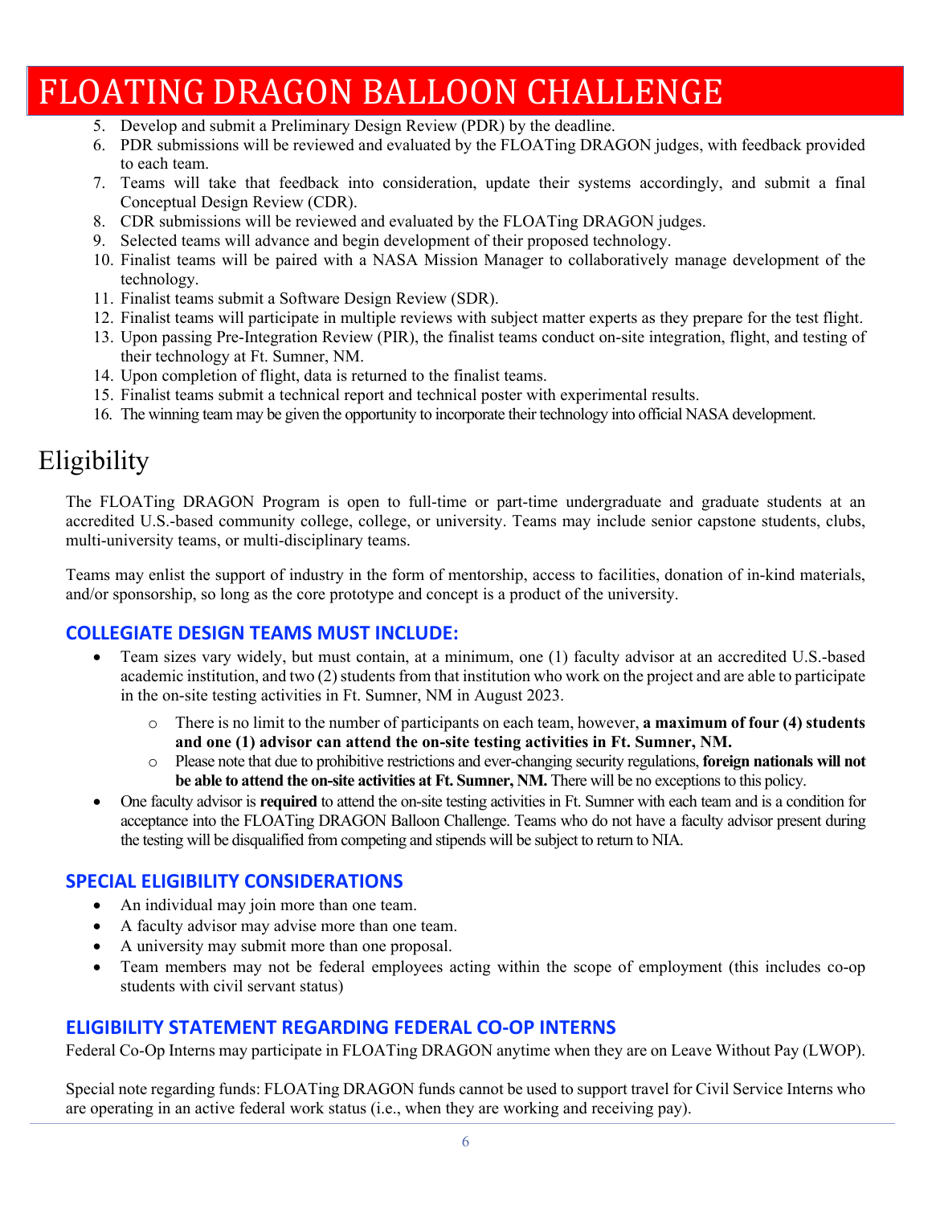5. Develop and submit a Preliminary Design Review (PDR) by the deadline.
6. PDR submissions will be reviewed and evaluated by the FLOATing DRAGON judges, with feedback provided to each team.
7. Teams will take that feedback into consideration, update their systems accordingly, and submit a final Conceptual Design Review (CDR).
8. CDR submissions will be reviewed and evaluated by the FLOATing DRAGON judges.
9. Selected teams will advance and begin development of their proposed technology.
10. Finalist teams will be paired with a NASA Mission Manager to collaboratively manage development of the technology.
11. Finalist teams submit a Software Design Review (SDR).
12. Finalist teams will participate in multiple reviews with subject matter experts as they prepare for the test flight.
13. Upon passing Pre-Integration Review (PIR), the finalist teams conduct on-site integration, flight, and testing of their technology at Ft. Sumner, NM.
14. Upon completion of flight, data is returned to the finalist teams.
15. Finalist teams submit a technical report and technical poster with experimental results.
16. The winning team may be given the opportunity to incorporate their technology into official NASA development.

# Eligibility

The FLOATing DRAGON Program is open to full-time or part-time undergraduate and graduate students at an accredited U.S.-based community college, college, or university. Teams may include senior capstone students, clubs, multi-university teams, or multi-disciplinary teams.

Teams may enlist the support of industry in the form of mentorship, access to facilities, donation of in-kind materials, and/or sponsorship, so long as the core prototype and concept is a product of the university.

### COLLEGIATE DESIGN TEAMS MUST INCLUDE:

- Team sizes vary widely, but must contain, at a minimum, one (1) faculty advisor at an accredited U.S.-based academic institution, and two (2) students from that institution who work on the project and are able to participate in the on-site testing activities in Ft. Sumner, NM in August 2023.
  - There is no limit to the number of participants on each team, however, **a maximum of four (4) students and one (1) advisor can attend the on-site testing activities in Ft. Sumner, NM.**
  - Please note that due to prohibitive restrictions and ever-changing security regulations, **foreign nationals will not be able to attend the on-site activities at Ft. Sumner, NM.** There will be no exceptions to this policy.
- One faculty advisor is **required** to attend the on-site testing activities in Ft. Sumner with each team and is a condition for acceptance into the FLOATing DRAGON Balloon Challenge. Teams who do not have a faculty advisor present during the testing will be disqualified from competing and stipends will be subject to return to NIA.

### SPECIAL ELIGIBILITY CONSIDERATIONS

- An individual may join more than one team.
- A faculty advisor may advise more than one team.
- A university may submit more than one proposal.
- Team members may not be federal employees acting within the scope of employment (this includes co-op students with civil servant status)

### ELIGIBILITY STATEMENT REGARDING FEDERAL CO-OP INTERNS

Federal Co-Op Interns may participate in FLOATing DRAGON anytime when they are on Leave Without Pay (LWOP).

Special note regarding funds: FLOATing DRAGON funds cannot be used to support travel for Civil Service Interns who are operating in an active federal work status (i.e., when they are working and receiving pay).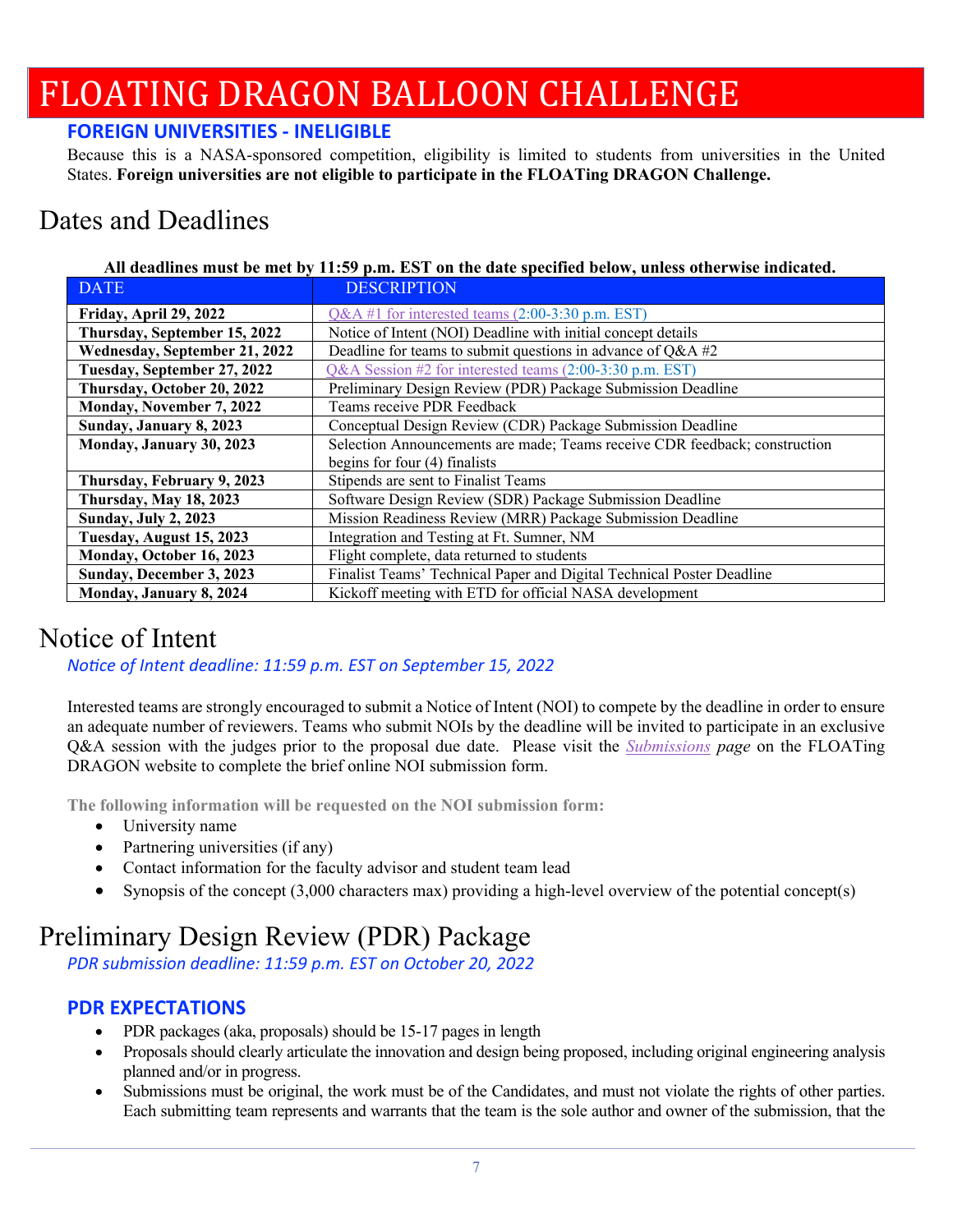# FLOATING DRAGON BALLOON CHALLENGE

### FOREIGN UNIVERSITIES - INELIGIBLE

Because this is a NASA-sponsored competition, eligibility is limited to students from universities in the United States. **Foreign universities are not eligible to participate in the FLOATing DRAGON Challenge.**

## Dates and Deadlines

**All deadlines must be met by 11:59 p.m. EST on the date specified below, unless otherwise indicated.**

| DATE | DESCRIPTION |
|---|---|
| **Friday, April 29, 2022** | Q&A #1 for interested teams (2:00-3:30 p.m. EST) |
| **Thursday, September 15, 2022** | Notice of Intent (NOI) Deadline with initial concept details |
| **Wednesday, September 21, 2022** | Deadline for teams to submit questions in advance of Q&A #2 |
| **Tuesday, September 27, 2022** | Q&A Session #2 for interested teams (2:00-3:30 p.m. EST) |
| **Thursday, October 20, 2022** | Preliminary Design Review (PDR) Package Submission Deadline |
| **Monday, November 7, 2022** | Teams receive PDR Feedback |
| **Sunday, January 8, 2023** | Conceptual Design Review (CDR) Package Submission Deadline |
| **Monday, January 30, 2023** | Selection Announcements are made; Teams receive CDR feedback; construction begins for four (4) finalists |
| **Thursday, February 9, 2023** | Stipends are sent to Finalist Teams |
| **Thursday, May 18, 2023** | Software Design Review (SDR) Package Submission Deadline |
| **Sunday, July 2, 2023** | Mission Readiness Review (MRR) Package Submission Deadline |
| **Tuesday, August 15, 2023** | Integration and Testing at Ft. Sumner, NM |
| **Monday, October 16, 2023** | Flight complete, data returned to students |
| **Sunday, December 3, 2023** | Finalist Teams' Technical Paper and Digital Technical Poster Deadline |
| **Monday, January 8, 2024** | Kickoff meeting with ETD for official NASA development |

## Notice of Intent

*Notice of Intent deadline: 11:59 p.m. EST on September 15, 2022*

Interested teams are strongly encouraged to submit a Notice of Intent (NOI) to compete by the deadline in order to ensure an adequate number of reviewers. Teams who submit NOIs by the deadline will be invited to participate in an exclusive Q&A session with the judges prior to the proposal due date. Please visit the *Submissions page* on the FLOATing DRAGON website to complete the brief online NOI submission form.

**The following information will be requested on the NOI submission form:**

- University name
- Partnering universities (if any)
- Contact information for the faculty advisor and student team lead
- Synopsis of the concept (3,000 characters max) providing a high-level overview of the potential concept(s)

## Preliminary Design Review (PDR) Package

*PDR submission deadline: 11:59 p.m. EST on October 20, 2022*

### PDR EXPECTATIONS

- PDR packages (aka, proposals) should be 15-17 pages in length
- Proposals should clearly articulate the innovation and design being proposed, including original engineering analysis planned and/or in progress.
- Submissions must be original, the work must be of the Candidates, and must not violate the rights of other parties. Each submitting team represents and warrants that the team is the sole author and owner of the submission, that the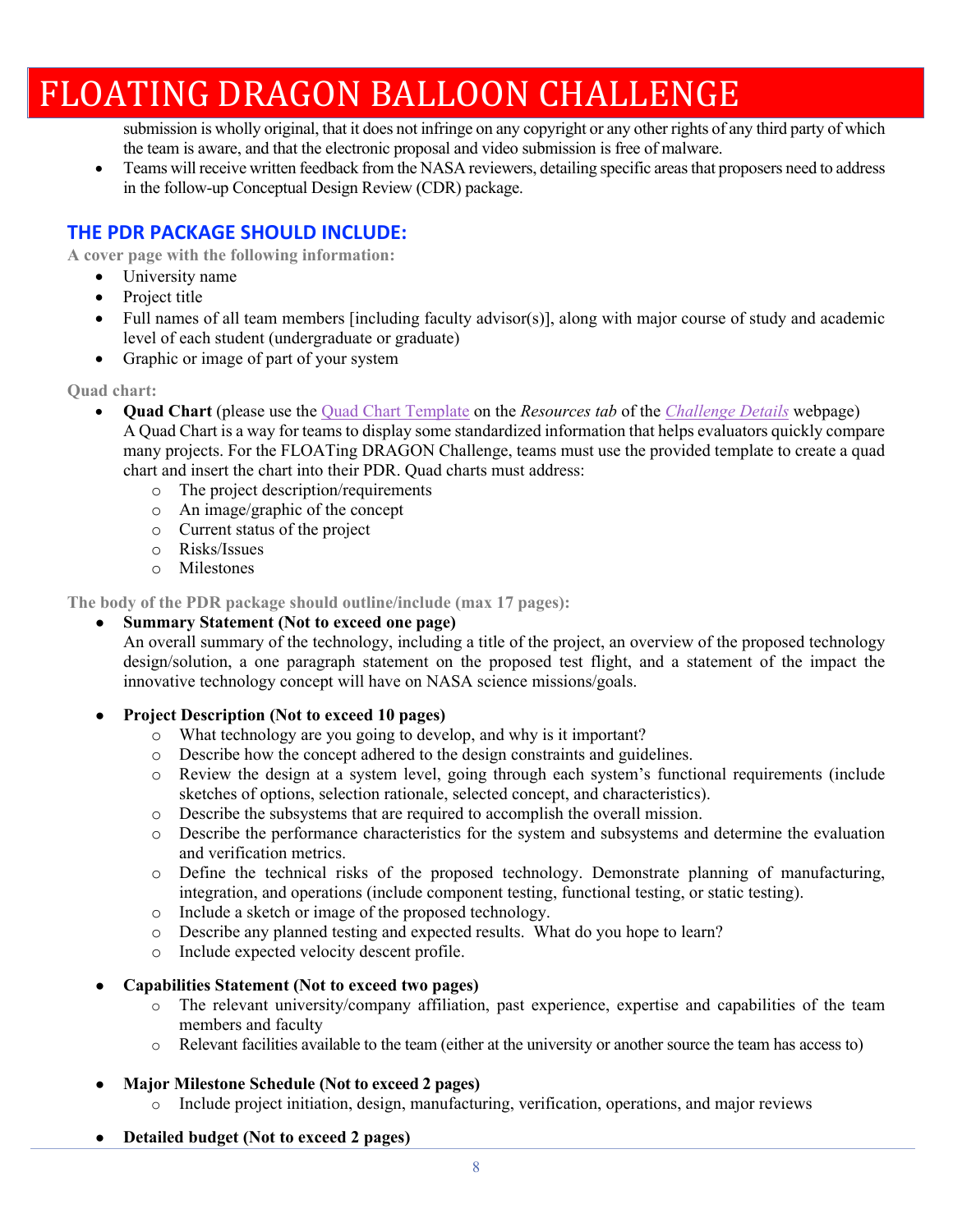submission is wholly original, that it does not infringe on any copyright or any other rights of any third party of which the team is aware, and that the electronic proposal and video submission is free of malware.

- Teams will receive written feedback from the NASA reviewers, detailing specific areas that proposers need to address in the follow-up Conceptual Design Review (CDR) package.

## THE PDR PACKAGE SHOULD INCLUDE:

**A cover page with the following information:**

- University name
- Project title
- Full names of all team members [including faculty advisor(s)], along with major course of study and academic level of each student (undergraduate or graduate)
- Graphic or image of part of your system

**Quad chart:**

- **Quad Chart** (please use the Quad Chart Template on the *Resources tab* of the *Challenge Details* webpage) A Quad Chart is a way for teams to display some standardized information that helps evaluators quickly compare many projects. For the FLOATing DRAGON Challenge, teams must use the provided template to create a quad chart and insert the chart into their PDR. Quad charts must address:
    - The project description/requirements
    - An image/graphic of the concept
    - Current status of the project
    - Risks/Issues
    - Milestones

**The body of the PDR package should outline/include (max 17 pages):**

- **Summary Statement (Not to exceed one page)**
  An overall summary of the technology, including a title of the project, an overview of the proposed technology design/solution, a one paragraph statement on the proposed test flight, and a statement of the impact the innovative technology concept will have on NASA science missions/goals.

- **Project Description (Not to exceed 10 pages)**
    - What technology are you going to develop, and why is it important?
    - Describe how the concept adhered to the design constraints and guidelines.
    - Review the design at a system level, going through each system's functional requirements (include sketches of options, selection rationale, selected concept, and characteristics).
    - Describe the subsystems that are required to accomplish the overall mission.
    - Describe the performance characteristics for the system and subsystems and determine the evaluation and verification metrics.
    - Define the technical risks of the proposed technology. Demonstrate planning of manufacturing, integration, and operations (include component testing, functional testing, or static testing).
    - Include a sketch or image of the proposed technology.
    - Describe any planned testing and expected results. What do you hope to learn?
    - Include expected velocity descent profile.

- **Capabilities Statement (Not to exceed two pages)**
    - The relevant university/company affiliation, past experience, expertise and capabilities of the team members and faculty
    - Relevant facilities available to the team (either at the university or another source the team has access to)

- **Major Milestone Schedule (Not to exceed 2 pages)**
    - Include project initiation, design, manufacturing, verification, operations, and major reviews

- **Detailed budget (Not to exceed 2 pages)**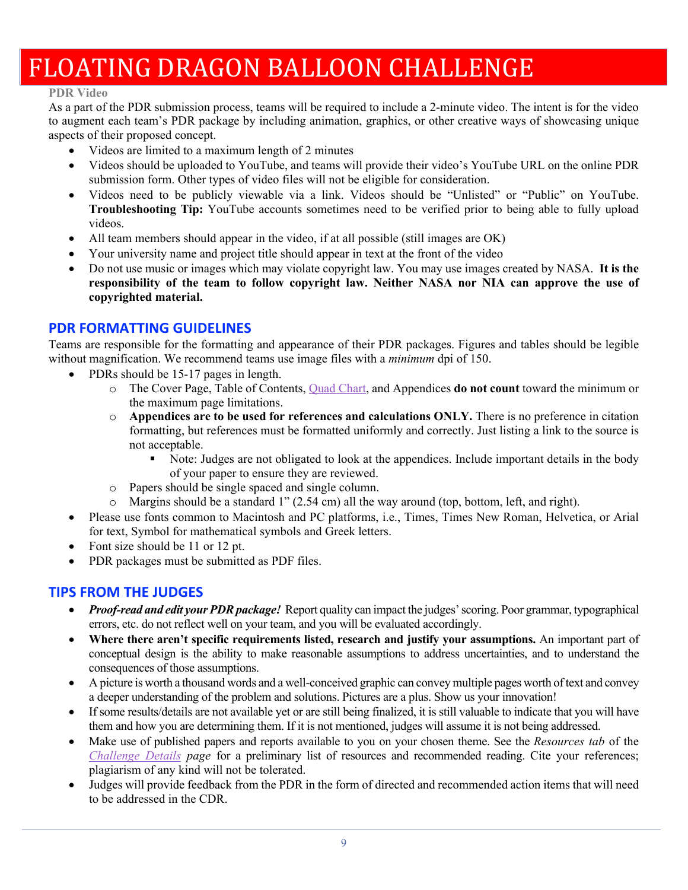# FLOATING DRAGON BALLOON CHALLENGE

**PDR Video**

As a part of the PDR submission process, teams will be required to include a 2-minute video. The intent is for the video to augment each team's PDR package by including animation, graphics, or other creative ways of showcasing unique aspects of their proposed concept.

- Videos are limited to a maximum length of 2 minutes
- Videos should be uploaded to YouTube, and teams will provide their video's YouTube URL on the online PDR submission form. Other types of video files will not be eligible for consideration.
- Videos need to be publicly viewable via a link. Videos should be "Unlisted" or "Public" on YouTube. **Troubleshooting Tip:** YouTube accounts sometimes need to be verified prior to being able to fully upload videos.
- All team members should appear in the video, if at all possible (still images are OK)
- Your university name and project title should appear in text at the front of the video
- Do not use music or images which may violate copyright law. You may use images created by NASA. **It is the responsibility of the team to follow copyright law. Neither NASA nor NIA can approve the use of copyrighted material.**

## PDR FORMATTING GUIDELINES

Teams are responsible for the formatting and appearance of their PDR packages. Figures and tables should be legible without magnification. We recommend teams use image files with a *minimum* dpi of 150.

- PDRs should be 15-17 pages in length.
  - The Cover Page, Table of Contents, Quad Chart, and Appendices **do not count** toward the minimum or the maximum page limitations.
  - **Appendices are to be used for references and calculations ONLY.** There is no preference in citation formatting, but references must be formatted uniformly and correctly. Just listing a link to the source is not acceptable.
    - Note: Judges are not obligated to look at the appendices. Include important details in the body of your paper to ensure they are reviewed.
  - Papers should be single spaced and single column.
  - Margins should be a standard 1" (2.54 cm) all the way around (top, bottom, left, and right).
- Please use fonts common to Macintosh and PC platforms, i.e., Times, Times New Roman, Helvetica, or Arial for text, Symbol for mathematical symbols and Greek letters.
- Font size should be 11 or 12 pt.
- PDR packages must be submitted as PDF files.

## TIPS FROM THE JUDGES

- ***Proof-read and edit your PDR package!*** Report quality can impact the judges' scoring. Poor grammar, typographical errors, etc. do not reflect well on your team, and you will be evaluated accordingly.
- **Where there aren't specific requirements listed, research and justify your assumptions.** An important part of conceptual design is the ability to make reasonable assumptions to address uncertainties, and to understand the consequences of those assumptions.
- A picture is worth a thousand words and a well-conceived graphic can convey multiple pages worth of text and convey a deeper understanding of the problem and solutions. Pictures are a plus. Show us your innovation!
- If some results/details are not available yet or are still being finalized, it is still valuable to indicate that you will have them and how you are determining them. If it is not mentioned, judges will assume it is not being addressed.
- Make use of published papers and reports available to you on your chosen theme. See the *Resources tab* of the *Challenge Details page* for a preliminary list of resources and recommended reading. Cite your references; plagiarism of any kind will not be tolerated.
- Judges will provide feedback from the PDR in the form of directed and recommended action items that will need to be addressed in the CDR.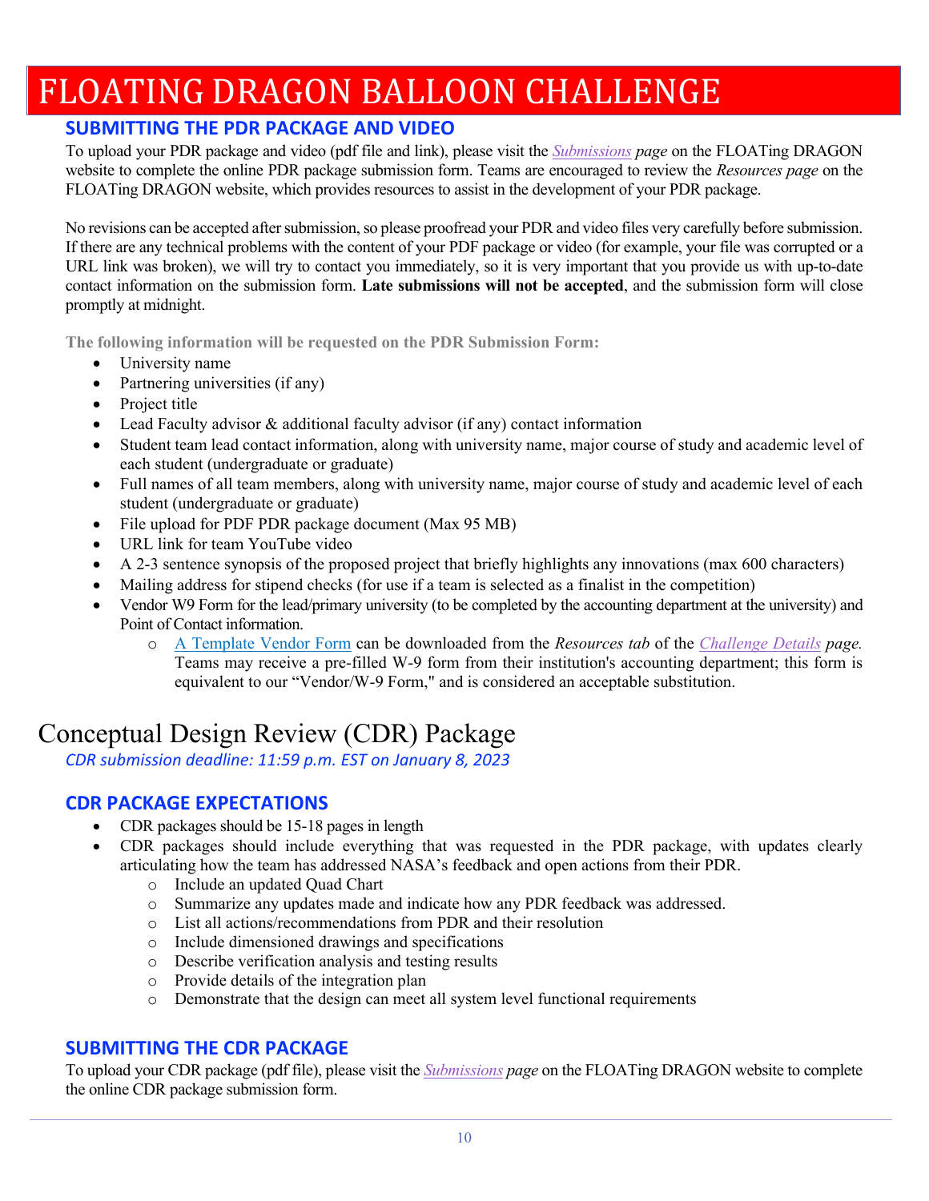# FLOATING DRAGON BALLOON CHALLENGE

### SUBMITTING THE PDR PACKAGE AND VIDEO

To upload your PDR package and video (pdf file and link), please visit the *Submissions page* on the FLOATing DRAGON website to complete the online PDR package submission form. Teams are encouraged to review the *Resources page* on the FLOATing DRAGON website, which provides resources to assist in the development of your PDR package.

No revisions can be accepted after submission, so please proofread your PDR and video files very carefully before submission. If there are any technical problems with the content of your PDF package or video (for example, your file was corrupted or a URL link was broken), we will try to contact you immediately, so it is very important that you provide us with up-to-date contact information on the submission form. **Late submissions will not be accepted**, and the submission form will close promptly at midnight.

**The following information will be requested on the PDR Submission Form:**

- University name
- Partnering universities (if any)
- Project title
- Lead Faculty advisor & additional faculty advisor (if any) contact information
- Student team lead contact information, along with university name, major course of study and academic level of each student (undergraduate or graduate)
- Full names of all team members, along with university name, major course of study and academic level of each student (undergraduate or graduate)
- File upload for PDF PDR package document (Max 95 MB)
- URL link for team YouTube video
- A 2-3 sentence synopsis of the proposed project that briefly highlights any innovations (max 600 characters)
- Mailing address for stipend checks (for use if a team is selected as a finalist in the competition)
- Vendor W9 Form for the lead/primary university (to be completed by the accounting department at the university) and Point of Contact information.
  - A Template Vendor Form can be downloaded from the *Resources tab* of the *Challenge Details page.* Teams may receive a pre-filled W-9 form from their institution's accounting department; this form is equivalent to our "Vendor/W-9 Form," and is considered an acceptable substitution.

## Conceptual Design Review (CDR) Package

*CDR submission deadline: 11:59 p.m. EST on January 8, 2023*

### CDR PACKAGE EXPECTATIONS

- CDR packages should be 15-18 pages in length
- CDR packages should include everything that was requested in the PDR package, with updates clearly articulating how the team has addressed NASA's feedback and open actions from their PDR.
  - Include an updated Quad Chart
  - Summarize any updates made and indicate how any PDR feedback was addressed.
  - List all actions/recommendations from PDR and their resolution
  - Include dimensioned drawings and specifications
  - Describe verification analysis and testing results
  - Provide details of the integration plan
  - Demonstrate that the design can meet all system level functional requirements

### SUBMITTING THE CDR PACKAGE

To upload your CDR package (pdf file), please visit the *Submissions page* on the FLOATing DRAGON website to complete the online CDR package submission form.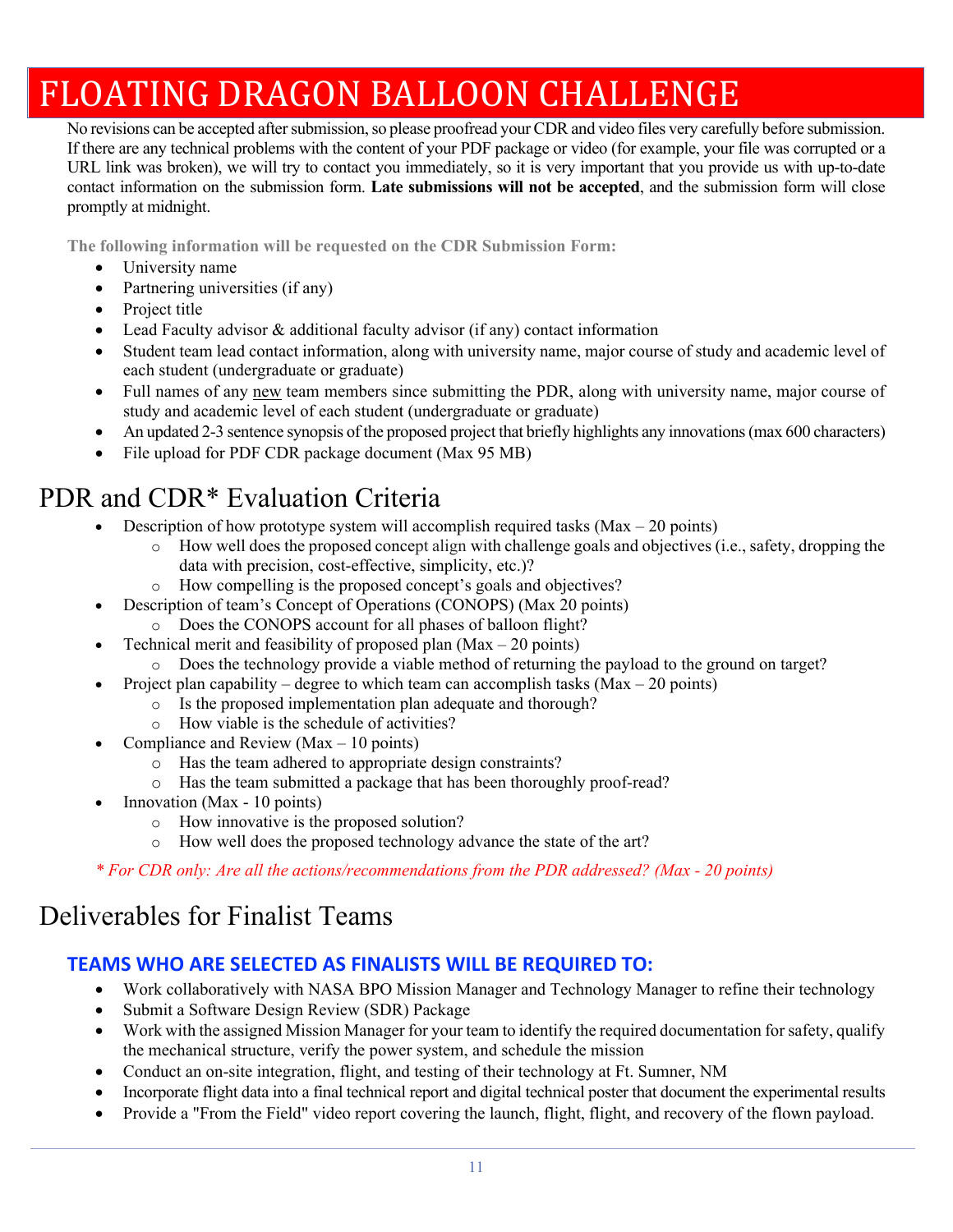# FLOATING DRAGON BALLOON CHALLENGE

No revisions can be accepted after submission, so please proofread your CDR and video files very carefully before submission. If there are any technical problems with the content of your PDF package or video (for example, your file was corrupted or a URL link was broken), we will try to contact you immediately, so it is very important that you provide us with up-to-date contact information on the submission form. **Late submissions will not be accepted**, and the submission form will close promptly at midnight.

**The following information will be requested on the CDR Submission Form:**

- University name
- Partnering universities (if any)
- Project title
- Lead Faculty advisor & additional faculty advisor (if any) contact information
- Student team lead contact information, along with university name, major course of study and academic level of each student (undergraduate or graduate)
- Full names of any new team members since submitting the PDR, along with university name, major course of study and academic level of each student (undergraduate or graduate)
- An updated 2-3 sentence synopsis of the proposed project that briefly highlights any innovations (max 600 characters)
- File upload for PDF CDR package document (Max 95 MB)

## PDR and CDR* Evaluation Criteria

- Description of how prototype system will accomplish required tasks (Max – 20 points)
  - How well does the proposed concept align with challenge goals and objectives (i.e., safety, dropping the data with precision, cost-effective, simplicity, etc.)?
  - How compelling is the proposed concept's goals and objectives?
- Description of team's Concept of Operations (CONOPS) (Max 20 points)
  - Does the CONOPS account for all phases of balloon flight?
- Technical merit and feasibility of proposed plan (Max – 20 points)
  - Does the technology provide a viable method of returning the payload to the ground on target?
- Project plan capability – degree to which team can accomplish tasks (Max – 20 points)
  - Is the proposed implementation plan adequate and thorough?
  - How viable is the schedule of activities?
- Compliance and Review (Max – 10 points)
  - Has the team adhered to appropriate design constraints?
  - Has the team submitted a package that has been thoroughly proof-read?
- Innovation (Max - 10 points)
  - How innovative is the proposed solution?
  - How well does the proposed technology advance the state of the art?

*\* For CDR only: Are all the actions/recommendations from the PDR addressed? (Max - 20 points)*

## Deliverables for Finalist Teams

### TEAMS WHO ARE SELECTED AS FINALISTS WILL BE REQUIRED TO:

- Work collaboratively with NASA BPO Mission Manager and Technology Manager to refine their technology
- Submit a Software Design Review (SDR) Package
- Work with the assigned Mission Manager for your team to identify the required documentation for safety, qualify the mechanical structure, verify the power system, and schedule the mission
- Conduct an on-site integration, flight, and testing of their technology at Ft. Sumner, NM
- Incorporate flight data into a final technical report and digital technical poster that document the experimental results
- Provide a "From the Field" video report covering the launch, flight, flight, and recovery of the flown payload.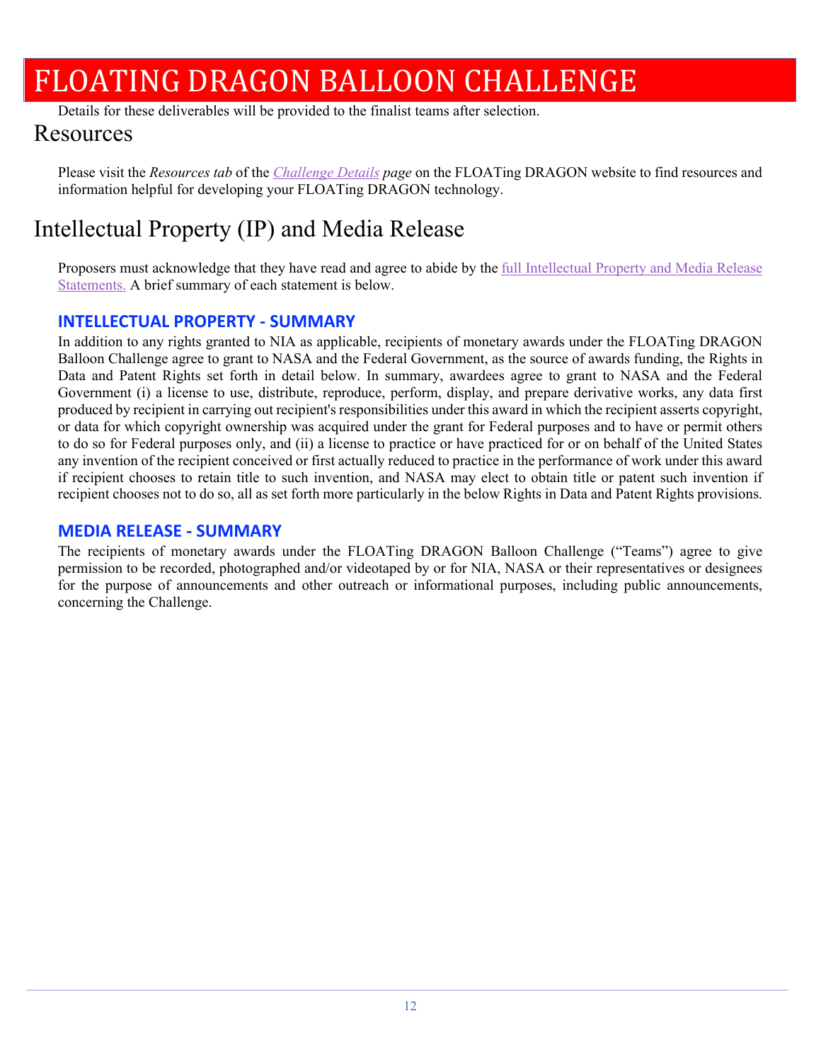Details for these deliverables will be provided to the finalist teams after selection.

## Resources

Please visit the *Resources tab* of the *Challenge Details page* on the FLOATing DRAGON website to find resources and information helpful for developing your FLOATing DRAGON technology.

## Intellectual Property (IP) and Media Release

Proposers must acknowledge that they have read and agree to abide by the full Intellectual Property and Media Release Statements. A brief summary of each statement is below.

### INTELLECTUAL PROPERTY - SUMMARY

In addition to any rights granted to NIA as applicable, recipients of monetary awards under the FLOATing DRAGON Balloon Challenge agree to grant to NASA and the Federal Government, as the source of awards funding, the Rights in Data and Patent Rights set forth in detail below. In summary, awardees agree to grant to NASA and the Federal Government (i) a license to use, distribute, reproduce, perform, display, and prepare derivative works, any data first produced by recipient in carrying out recipient's responsibilities under this award in which the recipient asserts copyright, or data for which copyright ownership was acquired under the grant for Federal purposes and to have or permit others to do so for Federal purposes only, and (ii) a license to practice or have practiced for or on behalf of the United States any invention of the recipient conceived or first actually reduced to practice in the performance of work under this award if recipient chooses to retain title to such invention, and NASA may elect to obtain title or patent such invention if recipient chooses not to do so, all as set forth more particularly in the below Rights in Data and Patent Rights provisions.

### MEDIA RELEASE - SUMMARY

The recipients of monetary awards under the FLOATing DRAGON Balloon Challenge ("Teams") agree to give permission to be recorded, photographed and/or videotaped by or for NIA, NASA or their representatives or designees for the purpose of announcements and other outreach or informational purposes, including public announcements, concerning the Challenge.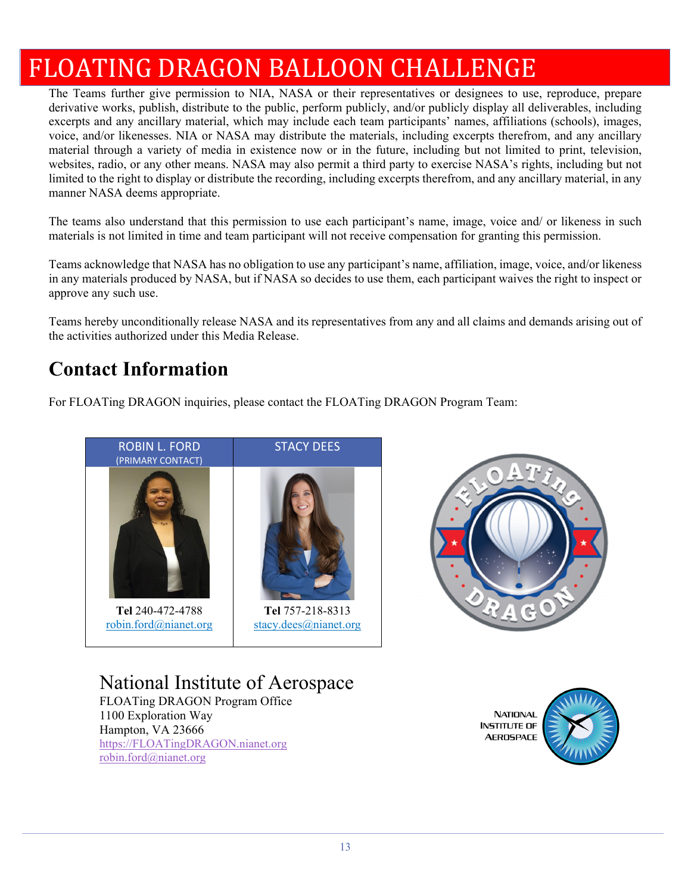# FLOATING DRAGON BALLOON CHALLENGE

The Teams further give permission to NIA, NASA or their representatives or designees to use, reproduce, prepare derivative works, publish, distribute to the public, perform publicly, and/or publicly display all deliverables, including excerpts and any ancillary material, which may include each team participants' names, affiliations (schools), images, voice, and/or likenesses. NIA or NASA may distribute the materials, including excerpts therefrom, and any ancillary material through a variety of media in existence now or in the future, including but not limited to print, television, websites, radio, or any other means. NASA may also permit a third party to exercise NASA's rights, including but not limited to the right to display or distribute the recording, including excerpts therefrom, and any ancillary material, in any manner NASA deems appropriate.

The teams also understand that this permission to use each participant's name, image, voice and/ or likeness in such materials is not limited in time and team participant will not receive compensation for granting this permission.

Teams acknowledge that NASA has no obligation to use any participant's name, affiliation, image, voice, and/or likeness in any materials produced by NASA, but if NASA so decides to use them, each participant waives the right to inspect or approve any such use.

Teams hereby unconditionally release NASA and its representatives from any and all claims and demands arising out of the activities authorized under this Media Release.

## Contact Information

For FLOATing DRAGON inquiries, please contact the FLOATing DRAGON Program Team:

| ROBIN L. FORD (PRIMARY CONTACT) | STACY DEES |
| --- | --- |
| **Tel** 240-472-4788 robin.ford@nianet.org | **Tel** 757-218-8313 stacy.dees@nianet.org |

National Institute of Aerospace
FLOATing DRAGON Program Office
1100 Exploration Way
Hampton, VA 23666
https://FLOATingDRAGON.nianet.org
robin.ford@nianet.org